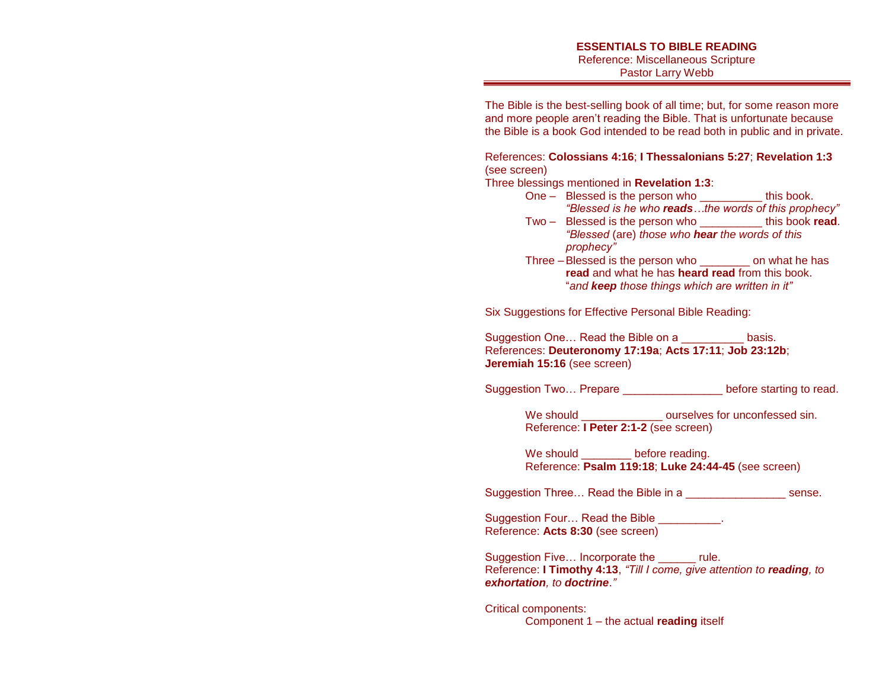# ESSENTIALS TO BIBLE READING

Reference: Miscellaneous Scripture
Pastor Larry Webb

---

The Bible is the best-selling book of all time; but, for some reason more and more people aren't reading the Bible. That is unfortunate because the Bible is a book God intended to be read both in public and in private.

References: **Colossians 4:16**; **I Thessalonians 5:27**; **Revelation 1:3** (see screen)
Three blessings mentioned in **Revelation 1:3**:

- One – Blessed is the person who __________ this book.
  *"Blessed is he who **reads**…the words of this prophecy"*
- Two – Blessed is the person who __________ this book **read**.
  *"Blessed* (are) *those who **hear** the words of this prophecy"*
- Three – Blessed is the person who ________ on what he has **read** and what he has **heard read** from this book.
  "*and **keep** those things which are written in it"*

Six Suggestions for Effective Personal Bible Reading:

Suggestion One… Read the Bible on a __________ basis.
References: **Deuteronomy 17:19a**; **Acts 17:11**; **Job 23:12b**; **Jeremiah 15:16** (see screen)

Suggestion Two… Prepare ________________ before starting to read.

> We should _____________ ourselves for unconfessed sin.
> Reference: **I Peter 2:1-2** (see screen)
>
> We should ________ before reading.
> Reference: **Psalm 119:18**; **Luke 24:44-45** (see screen)

Suggestion Three… Read the Bible in a ________________ sense.

Suggestion Four… Read the Bible __________.
Reference: **Acts 8:30** (see screen)

Suggestion Five… Incorporate the ______ rule.
Reference: **I Timothy 4:13**, *"Till I come, give attention to **reading**, to **exhortation**, to **doctrine**."*

Critical components:

- Component 1 – the actual **reading** itself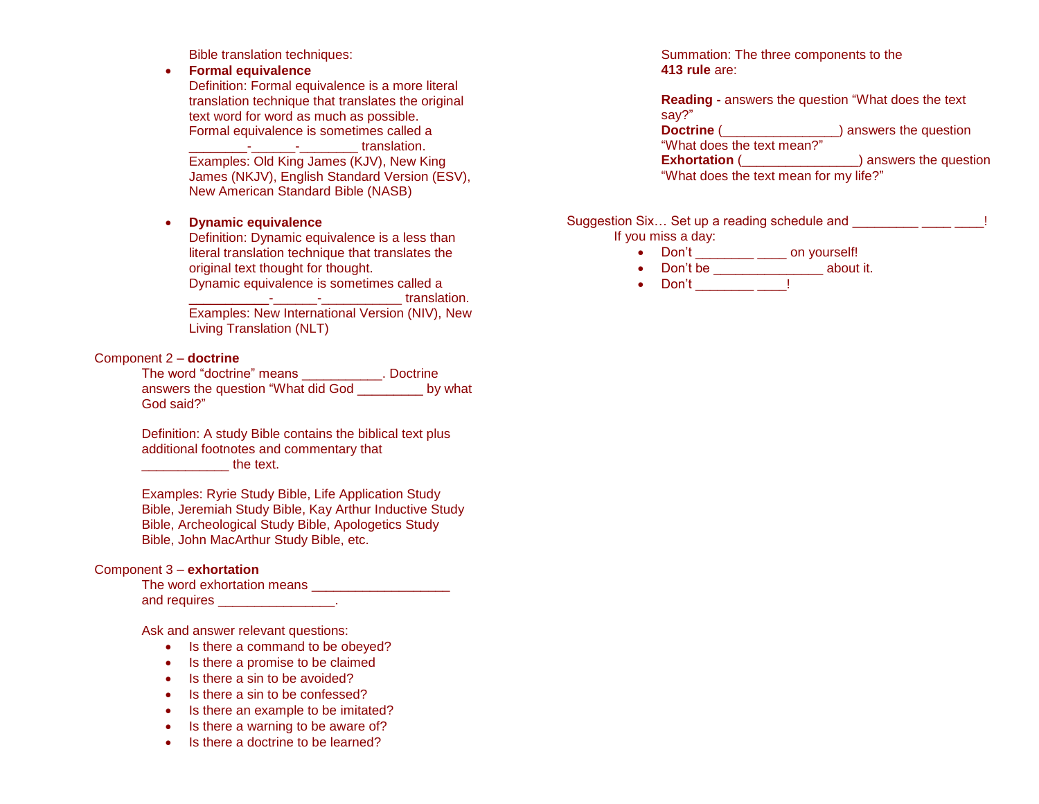Bible translation techniques:

- **Formal equivalence**
  Definition: Formal equivalence is a more literal translation technique that translates the original text word for word as much as possible.
  Formal equivalence is sometimes called a ________-______-________ translation.
  Examples: Old King James (KJV), New King James (NKJV), English Standard Version (ESV), New American Standard Bible (NASB)

- **Dynamic equivalence**
  Definition: Dynamic equivalence is a less than literal translation technique that translates the original text thought for thought.
  Dynamic equivalence is sometimes called a ___________-______-___________ translation.
  Examples: New International Version (NIV), New Living Translation (NLT)

Component 2 – **doctrine**

The word "doctrine" means ___________. Doctrine answers the question "What did God _________ by what God said?"

Definition: A study Bible contains the biblical text plus additional footnotes and commentary that ____________ the text.

Examples: Ryrie Study Bible, Life Application Study Bible, Jeremiah Study Bible, Kay Arthur Inductive Study Bible, Archeological Study Bible, Apologetics Study Bible, John MacArthur Study Bible, etc.

Component 3 – **exhortation**

The word exhortation means ___________________ and requires ________________.

Ask and answer relevant questions:

- Is there a command to be obeyed?
- Is there a promise to be claimed
- Is there a sin to be avoided?
- Is there a sin to be confessed?
- Is there an example to be imitated?
- Is there a warning to be aware of?
- Is there a doctrine to be learned?

Summation: The three components to the **413 rule** are:

**Reading -** answers the question "What does the text say?"
**Doctrine** (________________) answers the question "What does the text mean?"
**Exhortation** (________________) answers the question "What does the text mean for my life?"

Suggestion Six… Set up a reading schedule and _________ ____ ____!

If you miss a day:

- Don't ________ ____ on yourself!
- Don't be _______________ about it.
- Don't ________ ____!